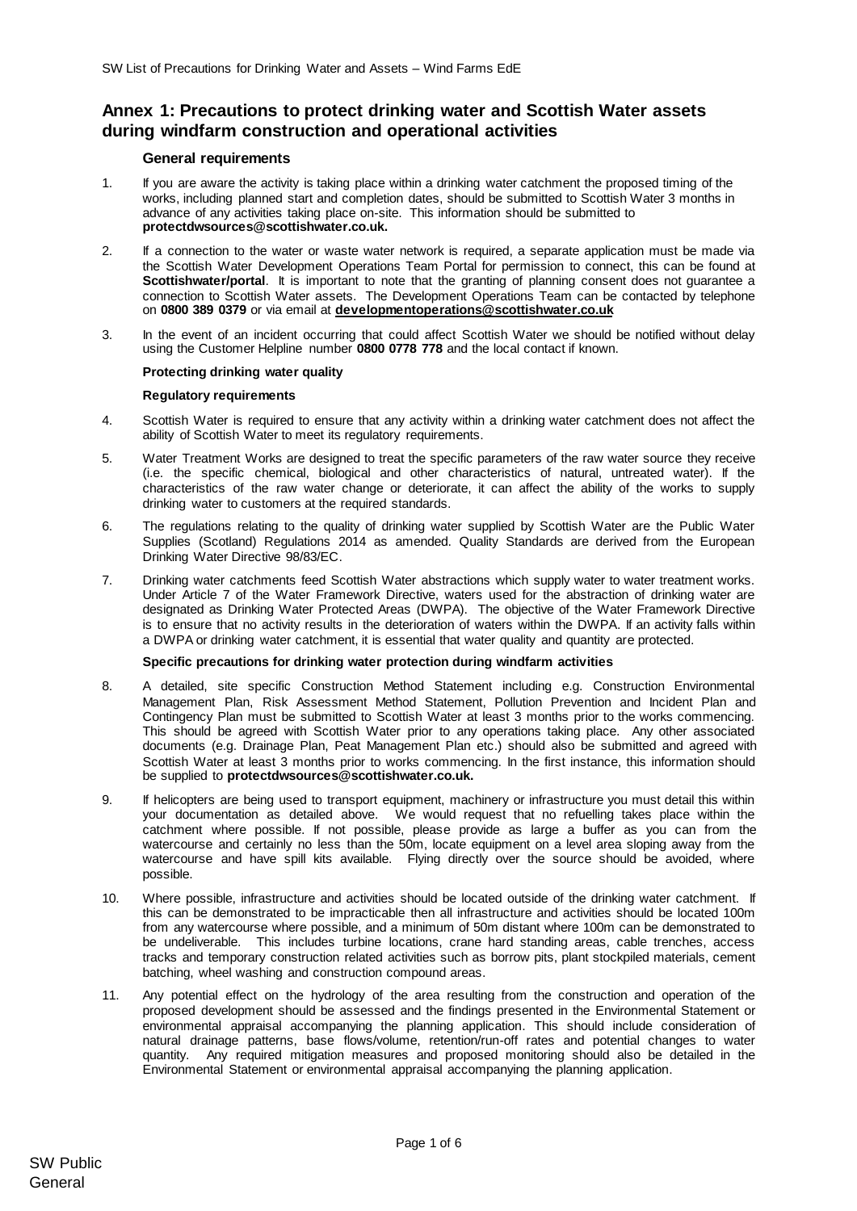## Annex 1: Precautions to protect drinking water and Scottish Water assets during windfarm construction and operational activities

### General requirements

1. If you are aware the activity is taking place within a drinking water catchment the proposed timing of the works, including planned start and completion dates, should be submitted to Scottish Water 3 months in advance of any activities taking place on-site. This information should be submitted to **protectdwsources@scottishwater.co.uk.**

2. If a connection to the water or waste water network is required, a separate application must be made via the Scottish Water Development Operations Team Portal for permission to connect, this can be found at **Scottishwater/portal**. It is important to note that the granting of planning consent does not guarantee a connection to Scottish Water assets. The Development Operations Team can be contacted by telephone on **0800 389 0379** or via email at **developmentoperations@scottishwater.co.uk**

3. In the event of an incident occurring that could affect Scottish Water we should be notified without delay using the Customer Helpline number **0800 0778 778** and the local contact if known.

### Protecting drinking water quality

#### Regulatory requirements

4. Scottish Water is required to ensure that any activity within a drinking water catchment does not affect the ability of Scottish Water to meet its regulatory requirements.

5. Water Treatment Works are designed to treat the specific parameters of the raw water source they receive (i.e. the specific chemical, biological and other characteristics of natural, untreated water). If the characteristics of the raw water change or deteriorate, it can affect the ability of the works to supply drinking water to customers at the required standards.

6. The regulations relating to the quality of drinking water supplied by Scottish Water are the Public Water Supplies (Scotland) Regulations 2014 as amended. Quality Standards are derived from the European Drinking Water Directive 98/83/EC.

7. Drinking water catchments feed Scottish Water abstractions which supply water to water treatment works. Under Article 7 of the Water Framework Directive, waters used for the abstraction of drinking water are designated as Drinking Water Protected Areas (DWPA). The objective of the Water Framework Directive is to ensure that no activity results in the deterioration of waters within the DWPA. If an activity falls within a DWPA or drinking water catchment, it is essential that water quality and quantity are protected.

#### Specific precautions for drinking water protection during windfarm activities

8. A detailed, site specific Construction Method Statement including e.g. Construction Environmental Management Plan, Risk Assessment Method Statement, Pollution Prevention and Incident Plan and Contingency Plan must be submitted to Scottish Water at least 3 months prior to the works commencing. This should be agreed with Scottish Water prior to any operations taking place. Any other associated documents (e.g. Drainage Plan, Peat Management Plan etc.) should also be submitted and agreed with Scottish Water at least 3 months prior to works commencing. In the first instance, this information should be supplied to **protectdwsources@scottishwater.co.uk.**

9. If helicopters are being used to transport equipment, machinery or infrastructure you must detail this within your documentation as detailed above. We would request that no refuelling takes place within the catchment where possible. If not possible, please provide as large a buffer as you can from the watercourse and certainly no less than the 50m, locate equipment on a level area sloping away from the watercourse and have spill kits available. Flying directly over the source should be avoided, where possible.

10. Where possible, infrastructure and activities should be located outside of the drinking water catchment. If this can be demonstrated to be impracticable then all infrastructure and activities should be located 100m from any watercourse where possible, and a minimum of 50m distant where 100m can be demonstrated to be undeliverable. This includes turbine locations, crane hard standing areas, cable trenches, access tracks and temporary construction related activities such as borrow pits, plant stockpiled materials, cement batching, wheel washing and construction compound areas.

11. Any potential effect on the hydrology of the area resulting from the construction and operation of the proposed development should be assessed and the findings presented in the Environmental Statement or environmental appraisal accompanying the planning application. This should include consideration of natural drainage patterns, base flows/volume, retention/run-off rates and potential changes to water quantity. Any required mitigation measures and proposed monitoring should also be detailed in the Environmental Statement or environmental appraisal accompanying the planning application.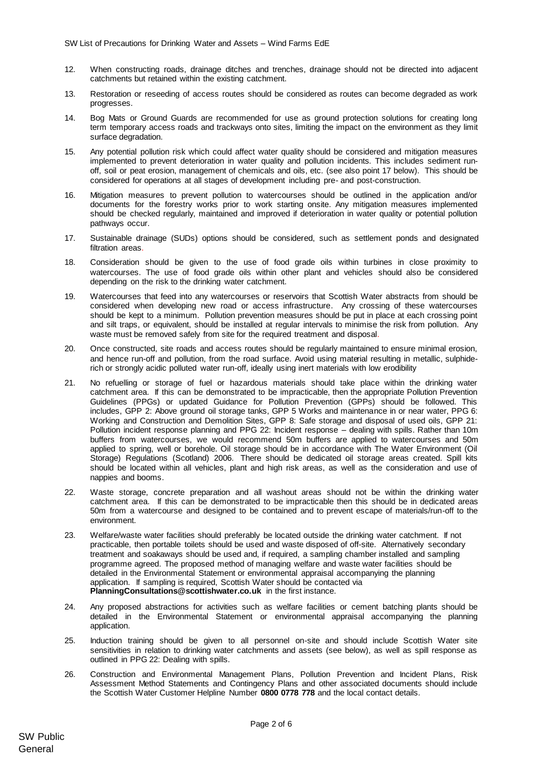12. When constructing roads, drainage ditches and trenches, drainage should not be directed into adjacent catchments but retained within the existing catchment.

13. Restoration or reseeding of access routes should be considered as routes can become degraded as work progresses.

14. Bog Mats or Ground Guards are recommended for use as ground protection solutions for creating long term temporary access roads and trackways onto sites, limiting the impact on the environment as they limit surface degradation.

15. Any potential pollution risk which could affect water quality should be considered and mitigation measures implemented to prevent deterioration in water quality and pollution incidents. This includes sediment run-off, soil or peat erosion, management of chemicals and oils, etc. (see also point 17 below). This should be considered for operations at all stages of development including pre- and post-construction.

16. Mitigation measures to prevent pollution to watercourses should be outlined in the application and/or documents for the forestry works prior to work starting onsite. Any mitigation measures implemented should be checked regularly, maintained and improved if deterioration in water quality or potential pollution pathways occur.

17. Sustainable drainage (SUDs) options should be considered, such as settlement ponds and designated filtration areas.

18. Consideration should be given to the use of food grade oils within turbines in close proximity to watercourses. The use of food grade oils within other plant and vehicles should also be considered depending on the risk to the drinking water catchment.

19. Watercourses that feed into any watercourses or reservoirs that Scottish Water abstracts from should be considered when developing new road or access infrastructure. Any crossing of these watercourses should be kept to a minimum. Pollution prevention measures should be put in place at each crossing point and silt traps, or equivalent, should be installed at regular intervals to minimise the risk from pollution. Any waste must be removed safely from site for the required treatment and disposal.

20. Once constructed, site roads and access routes should be regularly maintained to ensure minimal erosion, and hence run-off and pollution, from the road surface. Avoid using material resulting in metallic, sulphide-rich or strongly acidic polluted water run-off, ideally using inert materials with low erodibility

21. No refuelling or storage of fuel or hazardous materials should take place within the drinking water catchment area. If this can be demonstrated to be impracticable, then the appropriate Pollution Prevention Guidelines (PPGs) or updated Guidance for Pollution Prevention (GPPs) should be followed. This includes, GPP 2: Above ground oil storage tanks, GPP 5 Works and maintenance in or near water, PPG 6: Working and Construction and Demolition Sites, GPP 8: Safe storage and disposal of used oils, GPP 21: Pollution incident response planning and PPG 22: Incident response – dealing with spills. Rather than 10m buffers from watercourses, we would recommend 50m buffers are applied to watercourses and 50m applied to spring, well or borehole. Oil storage should be in accordance with The Water Environment (Oil Storage) Regulations (Scotland) 2006. There should be dedicated oil storage areas created. Spill kits should be located within all vehicles, plant and high risk areas, as well as the consideration and use of nappies and booms.

22. Waste storage, concrete preparation and all washout areas should not be within the drinking water catchment area. If this can be demonstrated to be impracticable then this should be in dedicated areas 50m from a watercourse and designed to be contained and to prevent escape of materials/run-off to the environment.

23. Welfare/waste water facilities should preferably be located outside the drinking water catchment. If not practicable, then portable toilets should be used and waste disposed of off-site. Alternatively secondary treatment and soakaways should be used and, if required, a sampling chamber installed and sampling programme agreed. The proposed method of managing welfare and waste water facilities should be detailed in the Environmental Statement or environmental appraisal accompanying the planning application. If sampling is required, Scottish Water should be contacted via **PlanningConsultations@scottishwater.co.uk** in the first instance.

24. Any proposed abstractions for activities such as welfare facilities or cement batching plants should be detailed in the Environmental Statement or environmental appraisal accompanying the planning application.

25. Induction training should be given to all personnel on-site and should include Scottish Water site sensitivities in relation to drinking water catchments and assets (see below), as well as spill response as outlined in PPG 22: Dealing with spills.

26. Construction and Environmental Management Plans, Pollution Prevention and Incident Plans, Risk Assessment Method Statements and Contingency Plans and other associated documents should include the Scottish Water Customer Helpline Number **0800 0778 778** and the local contact details.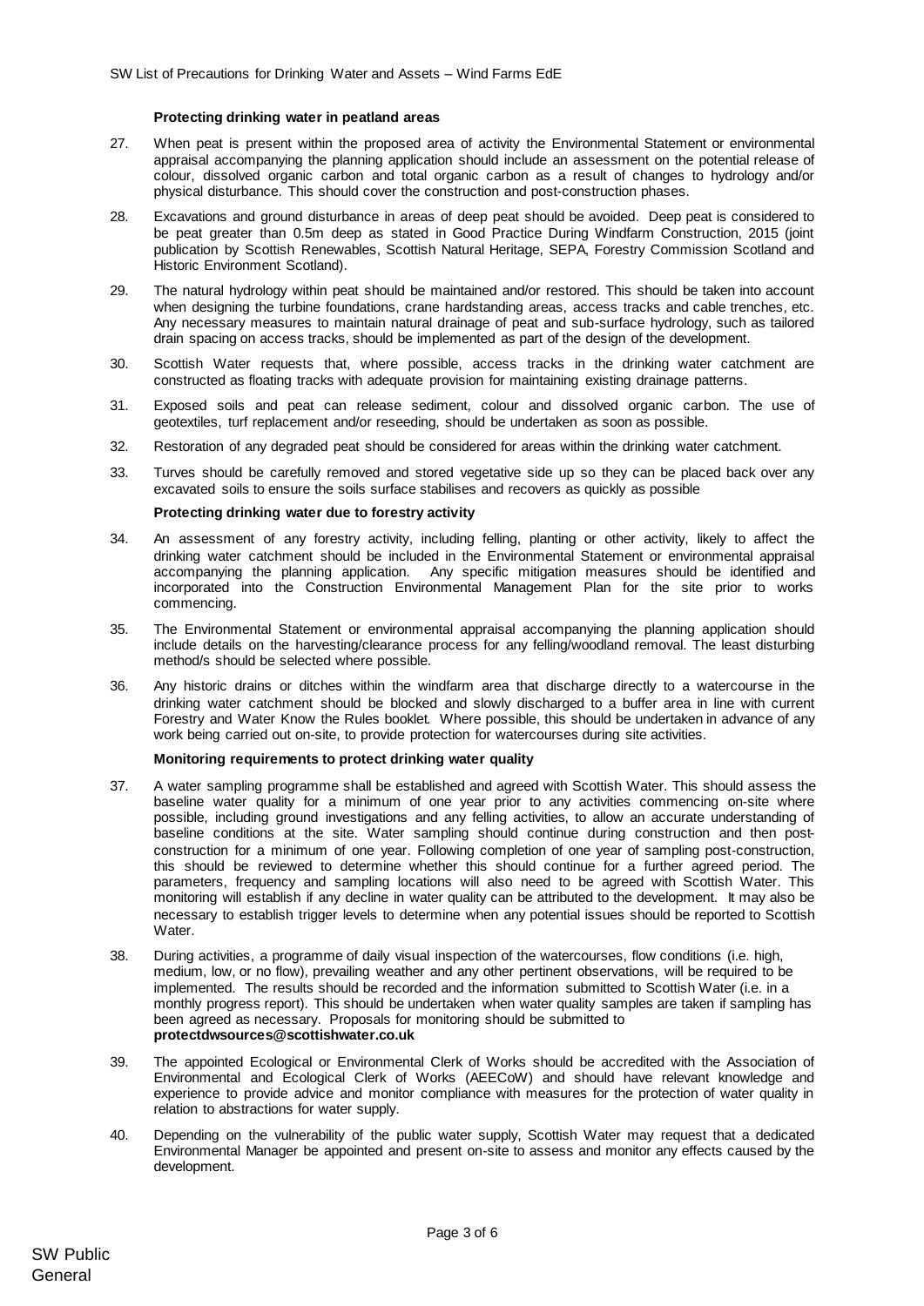**Protecting drinking water in peatland areas**

27. When peat is present within the proposed area of activity the Environmental Statement or environmental appraisal accompanying the planning application should include an assessment on the potential release of colour, dissolved organic carbon and total organic carbon as a result of changes to hydrology and/or physical disturbance. This should cover the construction and post-construction phases.

28. Excavations and ground disturbance in areas of deep peat should be avoided. Deep peat is considered to be peat greater than 0.5m deep as stated in Good Practice During Windfarm Construction, 2015 (joint publication by Scottish Renewables, Scottish Natural Heritage, SEPA, Forestry Commission Scotland and Historic Environment Scotland).

29. The natural hydrology within peat should be maintained and/or restored. This should be taken into account when designing the turbine foundations, crane hardstanding areas, access tracks and cable trenches, etc. Any necessary measures to maintain natural drainage of peat and sub-surface hydrology, such as tailored drain spacing on access tracks, should be implemented as part of the design of the development.

30. Scottish Water requests that, where possible, access tracks in the drinking water catchment are constructed as floating tracks with adequate provision for maintaining existing drainage patterns.

31. Exposed soils and peat can release sediment, colour and dissolved organic carbon. The use of geotextiles, turf replacement and/or reseeding, should be undertaken as soon as possible.

32. Restoration of any degraded peat should be considered for areas within the drinking water catchment.

33. Turves should be carefully removed and stored vegetative side up so they can be placed back over any excavated soils to ensure the soils surface stabilises and recovers as quickly as possible

**Protecting drinking water due to forestry activity**

34. An assessment of any forestry activity, including felling, planting or other activity, likely to affect the drinking water catchment should be included in the Environmental Statement or environmental appraisal accompanying the planning application. Any specific mitigation measures should be identified and incorporated into the Construction Environmental Management Plan for the site prior to works commencing.

35. The Environmental Statement or environmental appraisal accompanying the planning application should include details on the harvesting/clearance process for any felling/woodland removal. The least disturbing method/s should be selected where possible.

36. Any historic drains or ditches within the windfarm area that discharge directly to a watercourse in the drinking water catchment should be blocked and slowly discharged to a buffer area in line with current Forestry and Water Know the Rules booklet. Where possible, this should be undertaken in advance of any work being carried out on-site, to provide protection for watercourses during site activities.

**Monitoring requirements to protect drinking water quality**

37. A water sampling programme shall be established and agreed with Scottish Water. This should assess the baseline water quality for a minimum of one year prior to any activities commencing on-site where possible, including ground investigations and any felling activities, to allow an accurate understanding of baseline conditions at the site. Water sampling should continue during construction and then post-construction for a minimum of one year. Following completion of one year of sampling post-construction, this should be reviewed to determine whether this should continue for a further agreed period. The parameters, frequency and sampling locations will also need to be agreed with Scottish Water. This monitoring will establish if any decline in water quality can be attributed to the development. It may also be necessary to establish trigger levels to determine when any potential issues should be reported to Scottish Water.

38. During activities, a programme of daily visual inspection of the watercourses, flow conditions (i.e. high, medium, low, or no flow), prevailing weather and any other pertinent observations, will be required to be implemented. The results should be recorded and the information submitted to Scottish Water (i.e. in a monthly progress report). This should be undertaken when water quality samples are taken if sampling has been agreed as necessary. Proposals for monitoring should be submitted to **protectdwsources@scottishwater.co.uk**

39. The appointed Ecological or Environmental Clerk of Works should be accredited with the Association of Environmental and Ecological Clerk of Works (AEECoW) and should have relevant knowledge and experience to provide advice and monitor compliance with measures for the protection of water quality in relation to abstractions for water supply.

40. Depending on the vulnerability of the public water supply, Scottish Water may request that a dedicated Environmental Manager be appointed and present on-site to assess and monitor any effects caused by the development.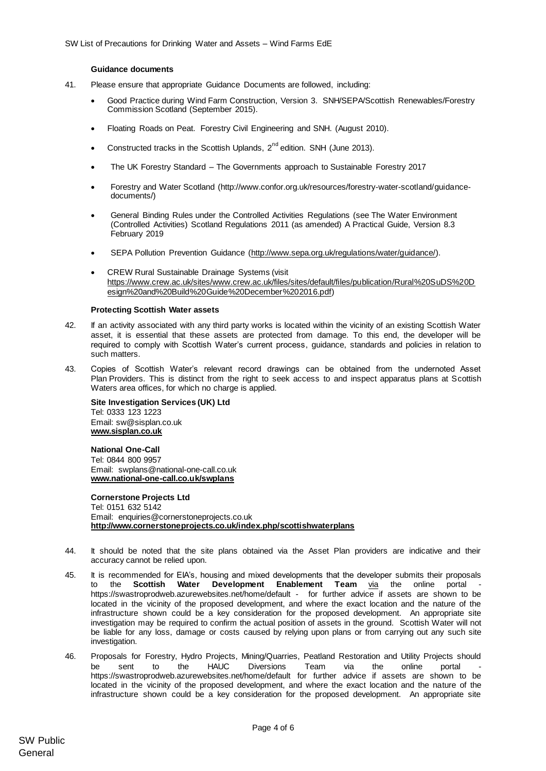### Guidance documents

41. Please ensure that appropriate Guidance Documents are followed, including:

- Good Practice during Wind Farm Construction, Version 3. SNH/SEPA/Scottish Renewables/Forestry Commission Scotland (September 2015).
- Floating Roads on Peat. Forestry Civil Engineering and SNH. (August 2010).
- Constructed tracks in the Scottish Uplands, 2nd edition. SNH (June 2013).
- The UK Forestry Standard – The Governments approach to Sustainable Forestry 2017
- Forestry and Water Scotland (http://www.confor.org.uk/resources/forestry-water-scotland/guidance-documents/)
- General Binding Rules under the Controlled Activities Regulations (see The Water Environment (Controlled Activities) Scotland Regulations 2011 (as amended) A Practical Guide, Version 8.3 February 2019
- SEPA Pollution Prevention Guidance (http://www.sepa.org.uk/regulations/water/guidance/).
- CREW Rural Sustainable Drainage Systems (visit https://www.crew.ac.uk/sites/www.crew.ac.uk/files/sites/default/files/publication/Rural%20SuDS%20Design%20and%20Build%20Guide%20December%202016.pdf)

### Protecting Scottish Water assets

42. If an activity associated with any third party works is located within the vicinity of an existing Scottish Water asset, it is essential that these assets are protected from damage. To this end, the developer will be required to comply with Scottish Water's current process, guidance, standards and policies in relation to such matters.

43. Copies of Scottish Water's relevant record drawings can be obtained from the undernoted Asset Plan Providers. This is distinct from the right to seek access to and inspect apparatus plans at Scottish Waters area offices, for which no charge is applied.

**Site Investigation Services (UK) Ltd**
Tel: 0333 123 1223
Email: sw@sisplan.co.uk
**www.sisplan.co.uk**

**National One-Call**
Tel: 0844 800 9957
Email: swplans@national-one-call.co.uk
**www.national-one-call.co.uk/swplans**

**Cornerstone Projects Ltd**
Tel: 0151 632 5142
Email: enquiries@cornerstoneprojects.co.uk
**http://www.cornerstoneprojects.co.uk/index.php/scottishwaterplans**

44. It should be noted that the site plans obtained via the Asset Plan providers are indicative and their accuracy cannot be relied upon.

45. It is recommended for EIA's, housing and mixed developments that the developer submits their proposals to the **Scottish Water Development Enablement Team** via the online portal - https://swastroprodweb.azurewebsites.net/home/default - for further advice if assets are shown to be located in the vicinity of the proposed development, and where the exact location and the nature of the infrastructure shown could be a key consideration for the proposed development. An appropriate site investigation may be required to confirm the actual position of assets in the ground. Scottish Water will not be liable for any loss, damage or costs caused by relying upon plans or from carrying out any such site investigation.

46. Proposals for Forestry, Hydro Projects, Mining/Quarries, Peatland Restoration and Utility Projects should be sent to the HAUC Diversions Team via the online portal - https://swastroprodweb.azurewebsites.net/home/default for further advice if assets are shown to be located in the vicinity of the proposed development, and where the exact location and the nature of the infrastructure shown could be a key consideration for the proposed development. An appropriate site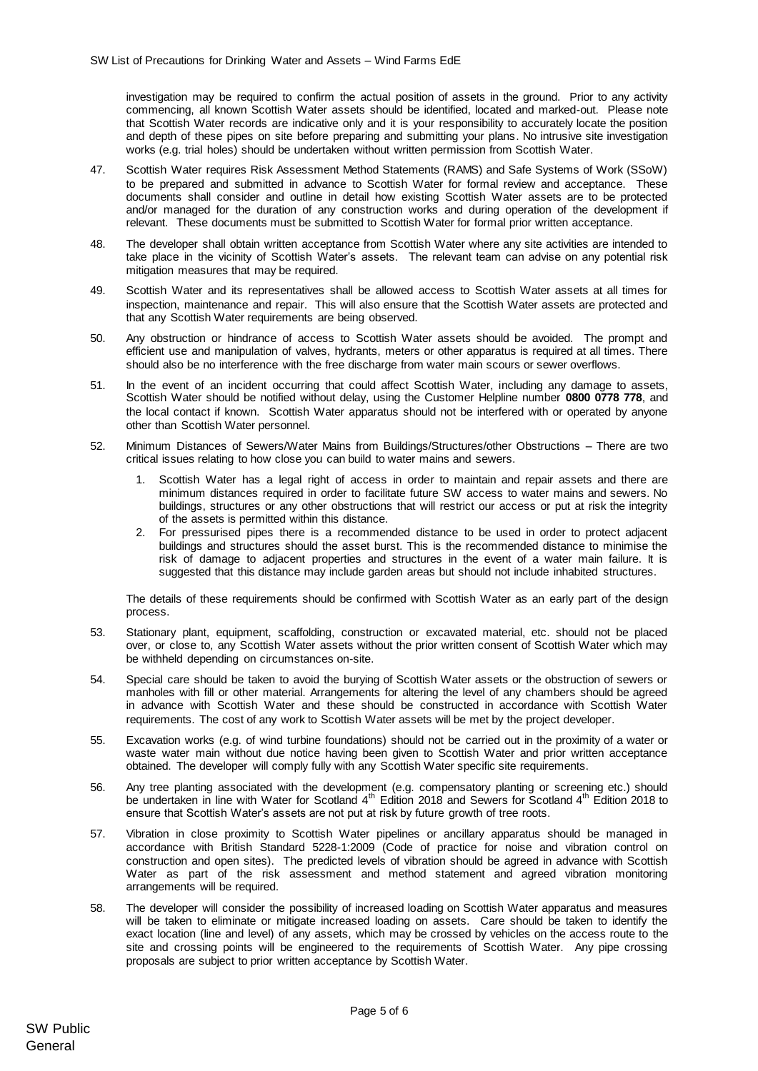investigation may be required to confirm the actual position of assets in the ground. Prior to any activity commencing, all known Scottish Water assets should be identified, located and marked-out. Please note that Scottish Water records are indicative only and it is your responsibility to accurately locate the position and depth of these pipes on site before preparing and submitting your plans. No intrusive site investigation works (e.g. trial holes) should be undertaken without written permission from Scottish Water.

47. Scottish Water requires Risk Assessment Method Statements (RAMS) and Safe Systems of Work (SSoW) to be prepared and submitted in advance to Scottish Water for formal review and acceptance. These documents shall consider and outline in detail how existing Scottish Water assets are to be protected and/or managed for the duration of any construction works and during operation of the development if relevant. These documents must be submitted to Scottish Water for formal prior written acceptance.

48. The developer shall obtain written acceptance from Scottish Water where any site activities are intended to take place in the vicinity of Scottish Water's assets. The relevant team can advise on any potential risk mitigation measures that may be required.

49. Scottish Water and its representatives shall be allowed access to Scottish Water assets at all times for inspection, maintenance and repair. This will also ensure that the Scottish Water assets are protected and that any Scottish Water requirements are being observed.

50. Any obstruction or hindrance of access to Scottish Water assets should be avoided. The prompt and efficient use and manipulation of valves, hydrants, meters or other apparatus is required at all times. There should also be no interference with the free discharge from water main scours or sewer overflows.

51. In the event of an incident occurring that could affect Scottish Water, including any damage to assets, Scottish Water should be notified without delay, using the Customer Helpline number **0800 0778 778**, and the local contact if known. Scottish Water apparatus should not be interfered with or operated by anyone other than Scottish Water personnel.

52. Minimum Distances of Sewers/Water Mains from Buildings/Structures/other Obstructions – There are two critical issues relating to how close you can build to water mains and sewers.

    1. Scottish Water has a legal right of access in order to maintain and repair assets and there are minimum distances required in order to facilitate future SW access to water mains and sewers. No buildings, structures or any other obstructions that will restrict our access or put at risk the integrity of the assets is permitted within this distance.
    2. For pressurised pipes there is a recommended distance to be used in order to protect adjacent buildings and structures should the asset burst. This is the recommended distance to minimise the risk of damage to adjacent properties and structures in the event of a water main failure. It is suggested that this distance may include garden areas but should not include inhabited structures.

    The details of these requirements should be confirmed with Scottish Water as an early part of the design process.

53. Stationary plant, equipment, scaffolding, construction or excavated material, etc. should not be placed over, or close to, any Scottish Water assets without the prior written consent of Scottish Water which may be withheld depending on circumstances on-site.

54. Special care should be taken to avoid the burying of Scottish Water assets or the obstruction of sewers or manholes with fill or other material. Arrangements for altering the level of any chambers should be agreed in advance with Scottish Water and these should be constructed in accordance with Scottish Water requirements. The cost of any work to Scottish Water assets will be met by the project developer.

55. Excavation works (e.g. of wind turbine foundations) should not be carried out in the proximity of a water or waste water main without due notice having been given to Scottish Water and prior written acceptance obtained. The developer will comply fully with any Scottish Water specific site requirements.

56. Any tree planting associated with the development (e.g. compensatory planting or screening etc.) should be undertaken in line with Water for Scotland 4th Edition 2018 and Sewers for Scotland 4th Edition 2018 to ensure that Scottish Water's assets are not put at risk by future growth of tree roots.

57. Vibration in close proximity to Scottish Water pipelines or ancillary apparatus should be managed in accordance with British Standard 5228-1:2009 (Code of practice for noise and vibration control on construction and open sites). The predicted levels of vibration should be agreed in advance with Scottish Water as part of the risk assessment and method statement and agreed vibration monitoring arrangements will be required.

58. The developer will consider the possibility of increased loading on Scottish Water apparatus and measures will be taken to eliminate or mitigate increased loading on assets. Care should be taken to identify the exact location (line and level) of any assets, which may be crossed by vehicles on the access route to the site and crossing points will be engineered to the requirements of Scottish Water. Any pipe crossing proposals are subject to prior written acceptance by Scottish Water.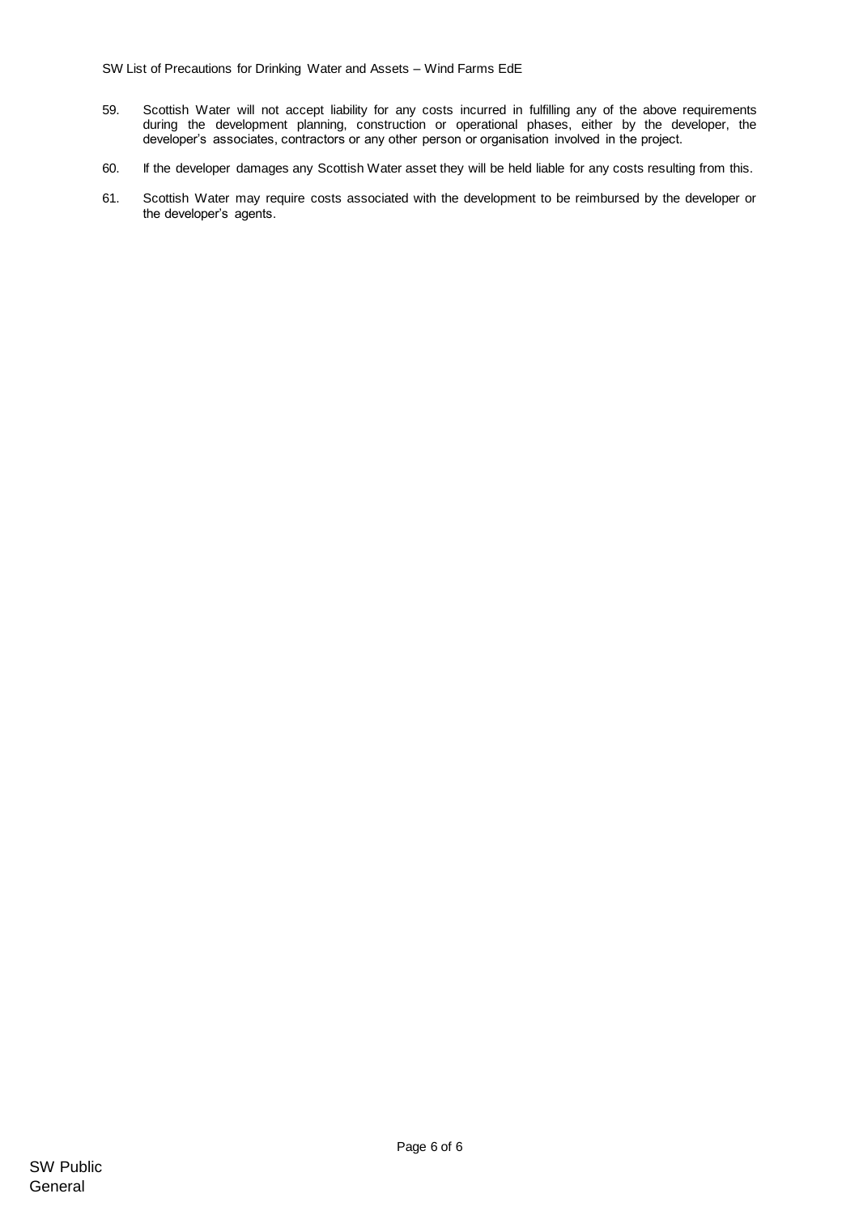59. Scottish Water will not accept liability for any costs incurred in fulfilling any of the above requirements during the development planning, construction or operational phases, either by the developer, the developer's associates, contractors or any other person or organisation involved in the project.

60. If the developer damages any Scottish Water asset they will be held liable for any costs resulting from this.

61. Scottish Water may require costs associated with the development to be reimbursed by the developer or the developer's agents.